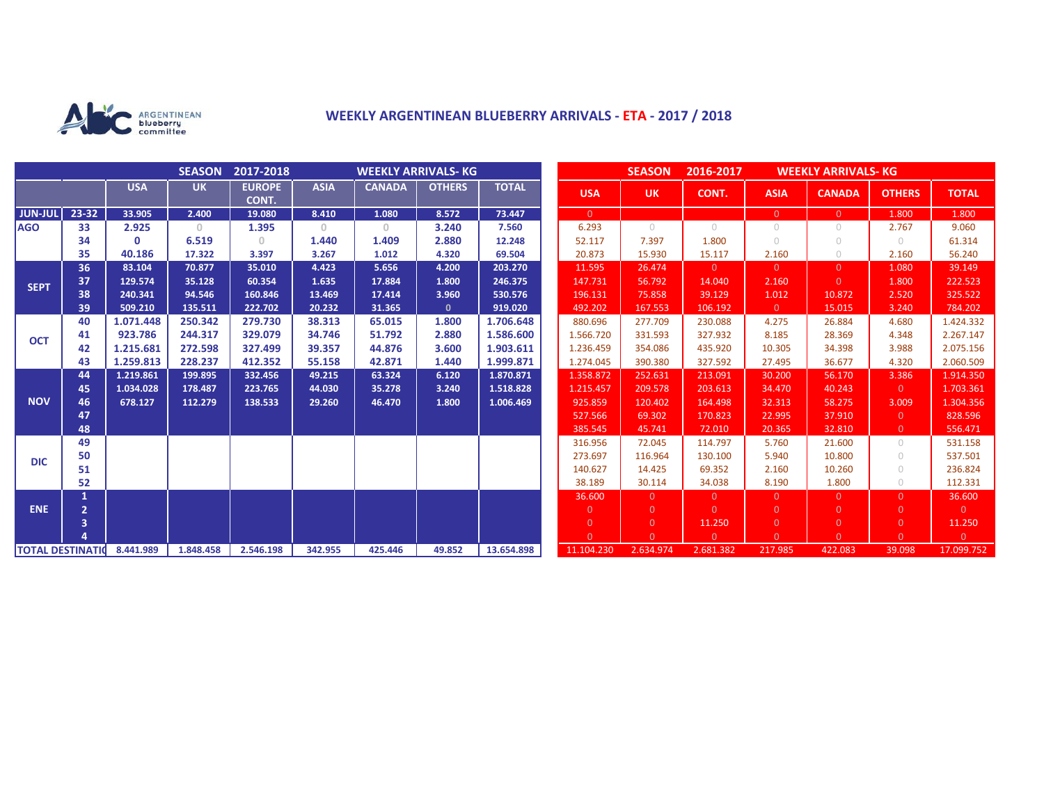ARGENTINEAN blueberry committee

# WEEKLY ARGENTINEAN BLUEBERRY ARRIVALS - ETA - 2017 / 2018

| | | SEASON 2017-2018 WEEKLY ARRIVALS- KG | | | | | | |
|---|---|---|---|---|---|---|---|---|
| | | USA | UK | EUROPE CONT. | ASIA | CANADA | OTHERS | TOTAL |
| JUN-JUL | 23-32 | 33.905 | 2.400 | 19.080 | 8.410 | 1.080 | 8.572 | 73.447 |
| AGO | 33 | 2.925 | 0 | 1.395 | 0 | 0 | 3.240 | 7.560 |
| | 34 | 0 | 6.519 | 0 | 1.440 | 1.409 | 2.880 | 12.248 |
| | 35 | 40.186 | 17.322 | 3.397 | 3.267 | 1.012 | 4.320 | 69.504 |
| SEPT | 36 | 83.104 | 70.877 | 35.010 | 4.423 | 5.656 | 4.200 | 203.270 |
| | 37 | 129.574 | 35.128 | 60.354 | 1.635 | 17.884 | 1.800 | 246.375 |
| | 38 | 240.341 | 94.546 | 160.846 | 13.469 | 17.414 | 3.960 | 530.576 |
| | 39 | 509.210 | 135.511 | 222.702 | 20.232 | 31.365 | 0 | 919.020 |
| OCT | 40 | 1.071.448 | 250.342 | 279.730 | 38.313 | 65.015 | 1.800 | 1.706.648 |
| | 41 | 923.786 | 244.317 | 329.079 | 34.746 | 51.792 | 2.880 | 1.586.600 |
| | 42 | 1.215.681 | 272.598 | 327.499 | 39.357 | 44.876 | 3.600 | 1.903.611 |
| | 43 | 1.259.813 | 228.237 | 412.352 | 55.158 | 42.871 | 1.440 | 1.999.871 |
| NOV | 44 | 1.219.861 | 199.895 | 332.456 | 49.215 | 63.324 | 6.120 | 1.870.871 |
| | 45 | 1.034.028 | 178.487 | 223.765 | 44.030 | 35.278 | 3.240 | 1.518.828 |
| | 46 | 678.127 | 112.279 | 138.533 | 29.260 | 46.470 | 1.800 | 1.006.469 |
| | 47 | | | | | | | |
| | 48 | | | | | | | |
| DIC | 49 | | | | | | | |
| | 50 | | | | | | | |
| | 51 | | | | | | | |
| | 52 | | | | | | | |
| ENE | 1 | | | | | | | |
| | 2 | | | | | | | |
| | 3 | | | | | | | |
| | 4 | | | | | | | |
| TOTAL DESTINATIO | | 8.441.989 | 1.848.458 | 2.546.198 | 342.955 | 425.446 | 49.852 | 13.654.898 |

| | | SEASON 2016-2017 WEEKLY ARRIVALS- KG | | | | | | |
|---|---|---|---|---|---|---|---|---|
| | | USA | UK | CONT. | ASIA | CANADA | OTHERS | TOTAL |
| JUN-JUL | 23-32 | 0 | | | 0 | 0 | 1.800 | 1.800 |
| AGO | 33 | 6.293 | 0 | 0 | 0 | 0 | 2.767 | 9.060 |
| | 34 | 52.117 | 7.397 | 1.800 | 0 | 0 | 0 | 61.314 |
| | 35 | 20.873 | 15.930 | 15.117 | 2.160 | 0 | 2.160 | 56.240 |
| SEPT | 36 | 11.595 | 26.474 | 0 | 0 | 0 | 1.080 | 39.149 |
| | 37 | 147.731 | 56.792 | 14.040 | 2.160 | 0 | 1.800 | 222.523 |
| | 38 | 196.131 | 75.858 | 39.129 | 1.012 | 10.872 | 2.520 | 325.522 |
| | 39 | 492.202 | 167.553 | 106.192 | 0 | 15.015 | 3.240 | 784.202 |
| OCT | 40 | 880.696 | 277.709 | 230.088 | 4.275 | 26.884 | 4.680 | 1.424.332 |
| | 41 | 1.566.720 | 331.593 | 327.932 | 8.185 | 28.369 | 4.348 | 2.267.147 |
| | 42 | 1.236.459 | 354.086 | 435.920 | 10.305 | 34.398 | 3.988 | 2.075.156 |
| | 43 | 1.274.045 | 390.380 | 327.592 | 27.495 | 36.677 | 4.320 | 2.060.509 |
| NOV | 44 | 1.358.872 | 252.631 | 213.091 | 30.200 | 56.170 | 3.386 | 1.914.350 |
| | 45 | 1.215.457 | 209.578 | 203.613 | 34.470 | 40.243 | 0 | 1.703.361 |
| | 46 | 925.859 | 120.402 | 164.498 | 32.313 | 58.275 | 3.009 | 1.304.356 |
| | 47 | 527.566 | 69.302 | 170.823 | 22.995 | 37.910 | 0 | 828.596 |
| | 48 | 385.545 | 45.741 | 72.010 | 20.365 | 32.810 | 0 | 556.471 |
| DIC | 49 | 316.956 | 72.045 | 114.797 | 5.760 | 21.600 | 0 | 531.158 |
| | 50 | 273.697 | 116.964 | 130.100 | 5.940 | 10.800 | 0 | 537.501 |
| | 51 | 140.627 | 14.425 | 69.352 | 2.160 | 10.260 | 0 | 236.824 |
| | 52 | 38.189 | 30.114 | 34.038 | 8.190 | 1.800 | 0 | 112.331 |
| ENE | 1 | 36.600 | 0 | 0 | 0 | 0 | 0 | 36.600 |
| | 2 | 0 | 0 | 0 | 0 | 0 | 0 | 0 |
| | 3 | 0 | 0 | 11.250 | 0 | 0 | 0 | 11.250 |
| | 4 | 0 | 0 | 0 | 0 | 0 | 0 | 0 |
| TOTAL DESTINATIO | | 11.104.230 | 2.634.974 | 2.681.382 | 217.985 | 422.083 | 39.098 | 17.099.752 |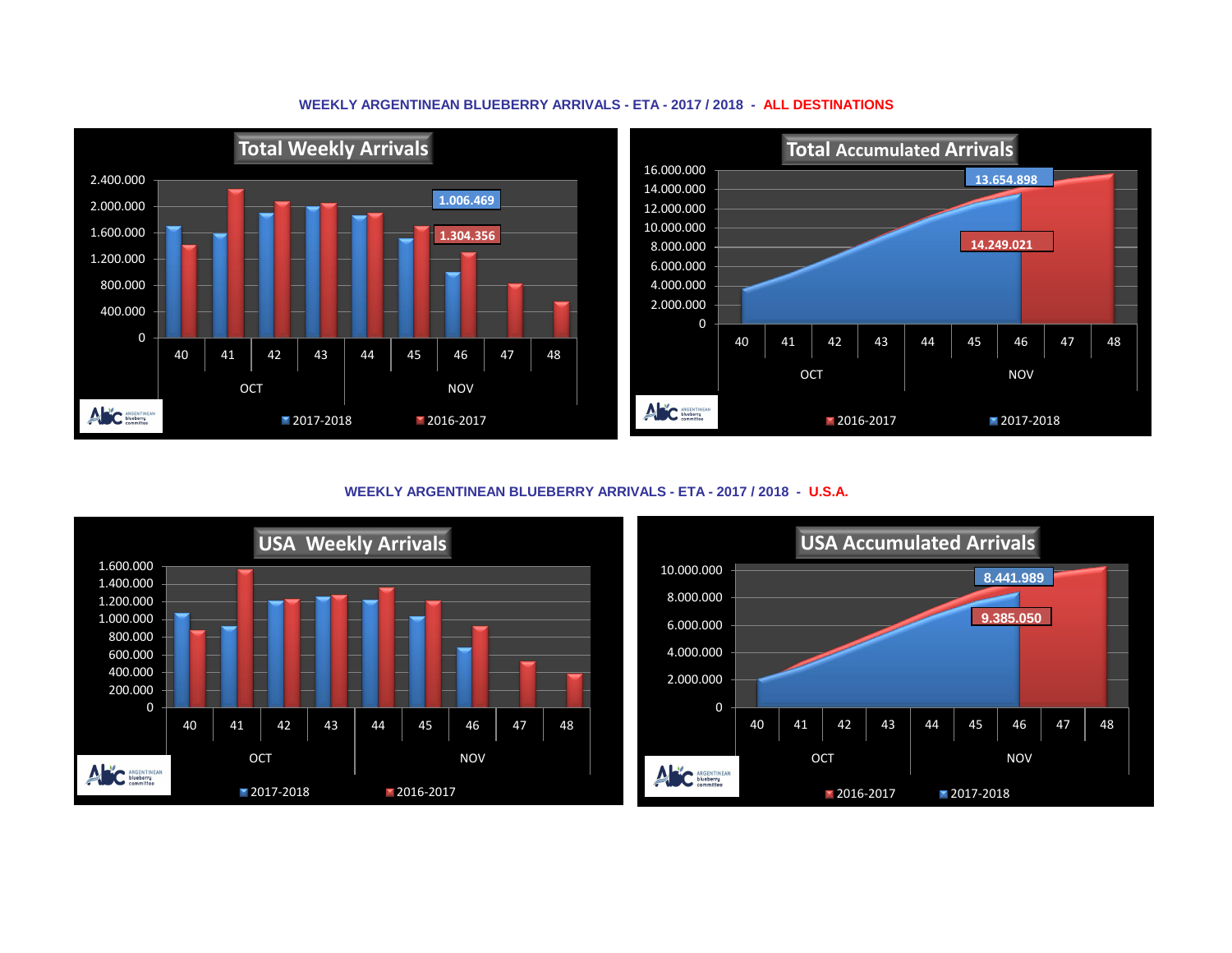## WEEKLY ARGENTINEAN BLUEBERRY ARRIVALS - ETA - 2017 / 2018 - ALL DESTINATIONS

**Total Weekly Arrivals**

2.400.000
2.000.000
1.600.000
1.200.000
800.000
400.000
0

40 41 42 43 44 45 46 47 48

OCT NOV

1.006.469

1.304.356

2017-2018 2016-2017

**Total Accumulated Arrivals**

16.000.000
14.000.000
12.000.000
10.000.000
8.000.000
6.000.000
4.000.000
2.000.000
0

40 41 42 43 44 45 46 47 48

OCT NOV

13.654.898

14.249.021

2016-2017 2017-2018

## WEEKLY ARGENTINEAN BLUEBERRY ARRIVALS - ETA - 2017 / 2018 - U.S.A.

**USA Weekly Arrivals**

1.600.000
1.400.000
1.200.000
1.000.000
800.000
600.000
400.000
200.000
0

40 41 42 43 44 45 46 47 48

OCT NOV

2017-2018 2016-2017

**USA Accumulated Arrivals**

10.000.000
8.000.000
6.000.000
4.000.000
2.000.000
0

40 41 42 43 44 45 46 47 48

OCT NOV

8.441.989

9.385.050

2016-2017 2017-2018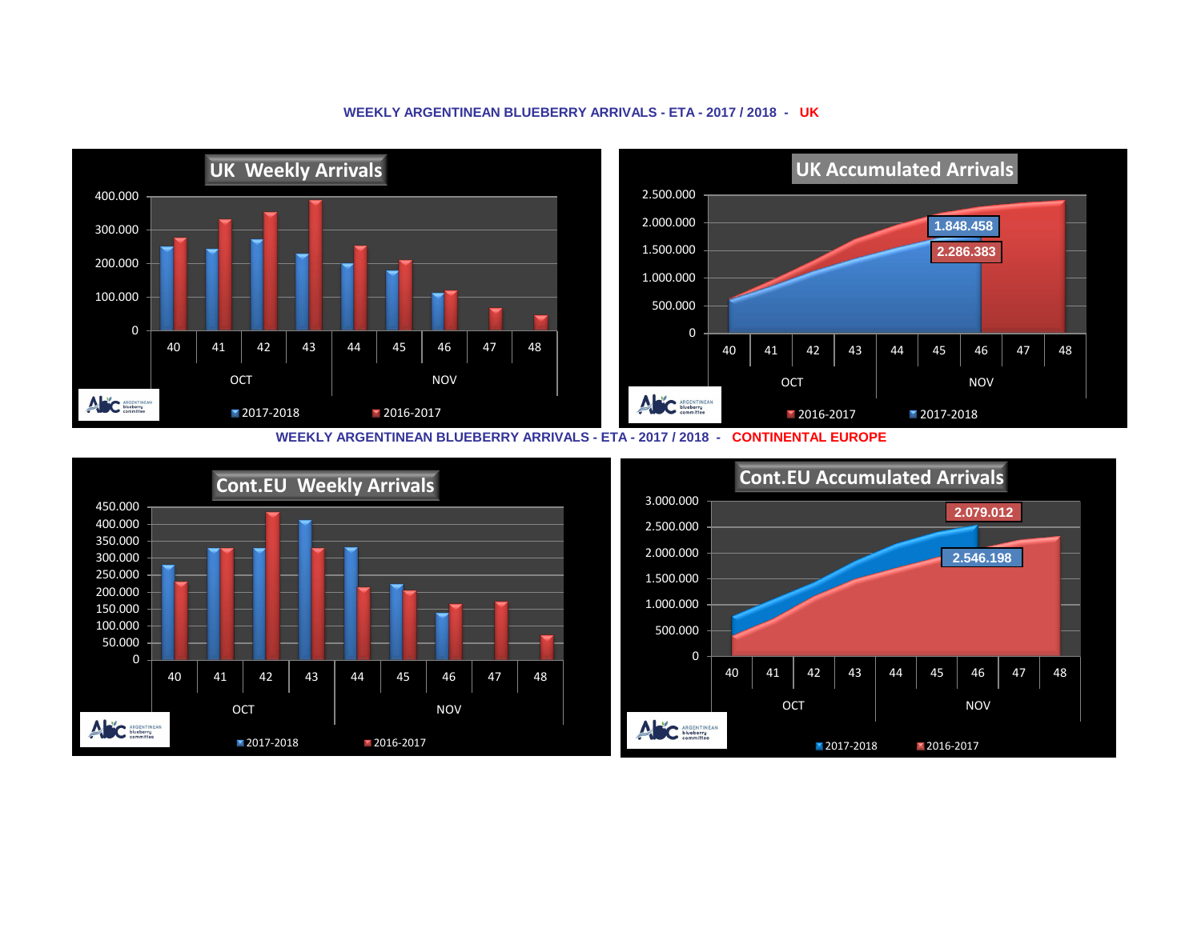## WEEKLY ARGENTINEAN BLUEBERRY ARRIVALS - ETA - 2017 / 2018 - UK

**UK Weekly Arrivals**

400.000
300.000
200.000
100.000
0

40 41 42 43 44 45 46 47 48

OCT NOV

2017-2018 2016-2017

**UK Accumulated Arrivals**

2.500.000
2.000.000
1.500.000
1.000.000
500.000
0

1.848.458
2.286.383

40 41 42 43 44 45 46 47 48

OCT NOV

2016-2017 2017-2018

## WEEKLY ARGENTINEAN BLUEBERRY ARRIVALS - ETA - 2017 / 2018 - CONTINENTAL EUROPE

**Cont.EU Weekly Arrivals**

450.000
400.000
350.000
300.000
250.000
200.000
150.000
100.000
50.000
0

40 41 42 43 44 45 46 47 48

OCT NOV

2017-2018 2016-2017

**Cont.EU Accumulated Arrivals**

3.000.000
2.500.000
2.000.000
1.500.000
1.000.000
500.000
0

2.079.012
2.546.198

40 41 42 43 44 45 46 47 48

OCT NOV

2017-2018 2016-2017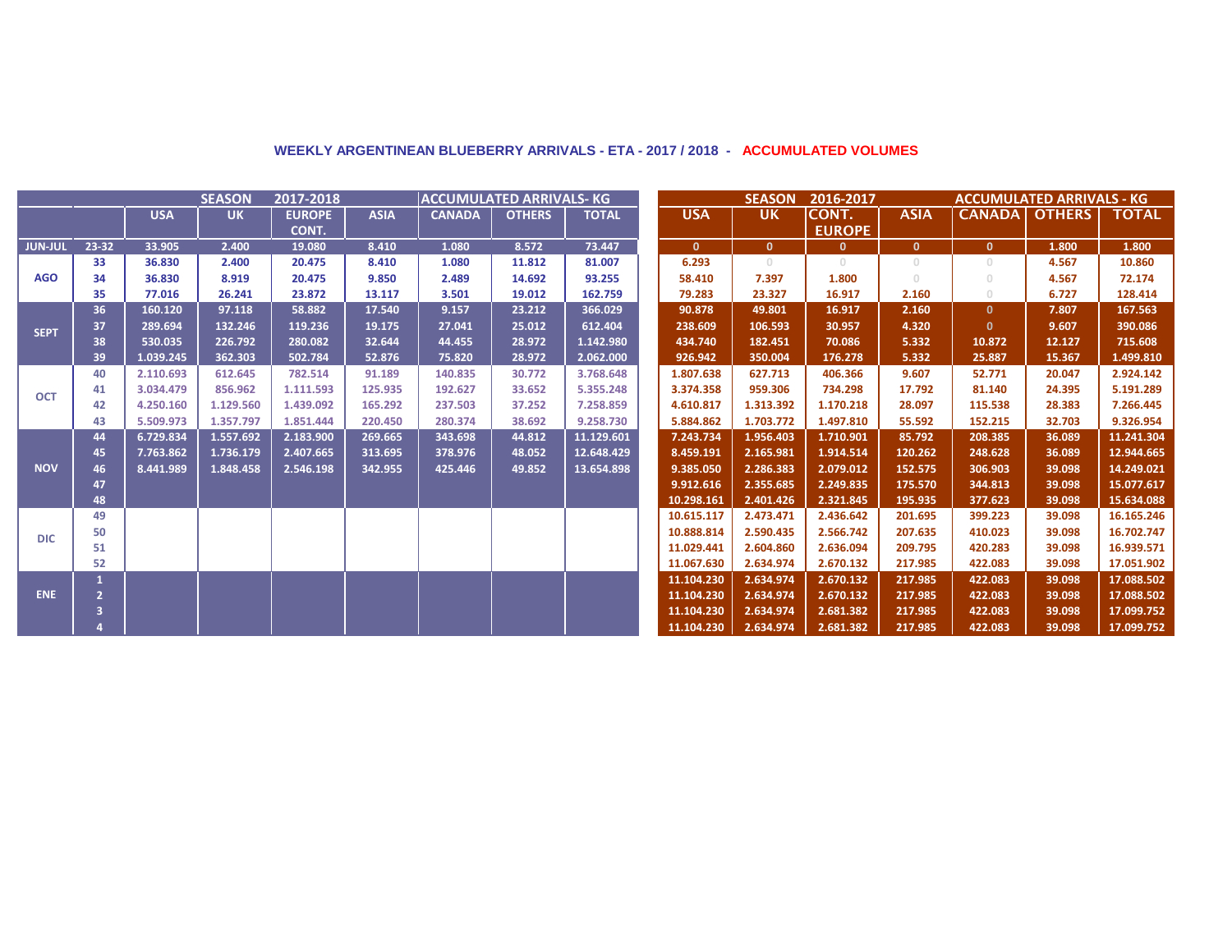## WEEKLY ARGENTINEAN BLUEBERRY ARRIVALS - ETA - 2017 / 2018 - ACCUMULATED VOLUMES

| | | SEASON 2017-2018 | | | | ACCUMULATED ARRIVALS- KG | | |
|---|---|---|---|---|---|---|---|---|
| | | USA | UK | EUROPE CONT. | ASIA | CANADA | OTHERS | TOTAL |
| JUN-JUL | 23-32 | 33.905 | 2.400 | 19.080 | 8.410 | 1.080 | 8.572 | 73.447 |
| AGO | 33 | 36.830 | 2.400 | 20.475 | 8.410 | 1.080 | 11.812 | 81.007 |
| | 34 | 36.830 | 8.919 | 20.475 | 9.850 | 2.489 | 14.692 | 93.255 |
| | 35 | 77.016 | 26.241 | 23.872 | 13.117 | 3.501 | 19.012 | 162.759 |
| SEPT | 36 | 160.120 | 97.118 | 58.882 | 17.540 | 9.157 | 23.212 | 366.029 |
| | 37 | 289.694 | 132.246 | 119.236 | 19.175 | 27.041 | 25.012 | 612.404 |
| | 38 | 530.035 | 226.792 | 280.082 | 32.644 | 44.455 | 28.972 | 1.142.980 |
| | 39 | 1.039.245 | 362.303 | 502.784 | 52.876 | 75.820 | 28.972 | 2.062.000 |
| OCT | 40 | 2.110.693 | 612.645 | 782.514 | 91.189 | 140.835 | 30.772 | 3.768.648 |
| | 41 | 3.034.479 | 856.962 | 1.111.593 | 125.935 | 192.627 | 33.652 | 5.355.248 |
| | 42 | 4.250.160 | 1.129.560 | 1.439.092 | 165.292 | 237.503 | 37.252 | 7.258.859 |
| | 43 | 5.509.973 | 1.357.797 | 1.851.444 | 220.450 | 280.374 | 38.692 | 9.258.730 |
| NOV | 44 | 6.729.834 | 1.557.692 | 2.183.900 | 269.665 | 343.698 | 44.812 | 11.129.601 |
| | 45 | 7.763.862 | 1.736.179 | 2.407.665 | 313.695 | 378.976 | 48.052 | 12.648.429 |
| | 46 | 8.441.989 | 1.848.458 | 2.546.198 | 342.955 | 425.446 | 49.852 | 13.654.898 |
| | 47 | | | | | | | |
| | 48 | | | | | | | |
| DIC | 49 | | | | | | | |
| | 50 | | | | | | | |
| | 51 | | | | | | | |
| | 52 | | | | | | | |
| ENE | 1 | | | | | | | |
| | 2 | | | | | | | |
| | 3 | | | | | | | |
| | 4 | | | | | | | |

| | | SEASON 2016-2017 | | | | ACCUMULATED ARRIVALS - KG | | |
|---|---|---|---|---|---|---|---|---|
| | | USA | UK | CONT. EUROPE | ASIA | CANADA | OTHERS | TOTAL |
| JUN-JUL | 23-32 | 0 | 0 | 0 | 0 | 0 | 1.800 | 1.800 |
| AGO | 33 | 6.293 | 0 | 0 | 0 | 0 | 4.567 | 10.860 |
| | 34 | 58.410 | 7.397 | 1.800 | 0 | 0 | 4.567 | 72.174 |
| | 35 | 79.283 | 23.327 | 16.917 | 2.160 | 0 | 6.727 | 128.414 |
| SEPT | 36 | 90.878 | 49.801 | 16.917 | 2.160 | 0 | 7.807 | 167.563 |
| | 37 | 238.609 | 106.593 | 30.957 | 4.320 | 0 | 9.607 | 390.086 |
| | 38 | 434.740 | 182.451 | 70.086 | 5.332 | 10.872 | 12.127 | 715.608 |
| | 39 | 926.942 | 350.004 | 176.278 | 5.332 | 25.887 | 15.367 | 1.499.810 |
| OCT | 40 | 1.807.638 | 627.713 | 406.366 | 9.607 | 52.771 | 20.047 | 2.924.142 |
| | 41 | 3.374.358 | 959.306 | 734.298 | 17.792 | 81.140 | 24.395 | 5.191.289 |
| | 42 | 4.610.817 | 1.313.392 | 1.170.218 | 28.097 | 115.538 | 28.383 | 7.266.445 |
| | 43 | 5.884.862 | 1.703.772 | 1.497.810 | 55.592 | 152.215 | 32.703 | 9.326.954 |
| NOV | 44 | 7.243.734 | 1.956.403 | 1.710.901 | 85.792 | 208.385 | 36.089 | 11.241.304 |
| | 45 | 8.459.191 | 2.165.981 | 1.914.514 | 120.262 | 248.628 | 36.089 | 12.944.665 |
| | 46 | 9.385.050 | 2.286.383 | 2.079.012 | 152.575 | 306.903 | 39.098 | 14.249.021 |
| | 47 | 9.912.616 | 2.355.685 | 2.249.835 | 175.570 | 344.813 | 39.098 | 15.077.617 |
| | 48 | 10.298.161 | 2.401.426 | 2.321.845 | 195.935 | 377.623 | 39.098 | 15.634.088 |
| DIC | 49 | 10.615.117 | 2.473.471 | 2.436.642 | 201.695 | 399.223 | 39.098 | 16.165.246 |
| | 50 | 10.888.814 | 2.590.435 | 2.566.742 | 207.635 | 410.023 | 39.098 | 16.702.747 |
| | 51 | 11.029.441 | 2.604.860 | 2.636.094 | 209.795 | 420.283 | 39.098 | 16.939.571 |
| | 52 | 11.067.630 | 2.634.974 | 2.670.132 | 217.985 | 422.083 | 39.098 | 17.051.902 |
| ENE | 1 | 11.104.230 | 2.634.974 | 2.670.132 | 217.985 | 422.083 | 39.098 | 17.088.502 |
| | 2 | 11.104.230 | 2.634.974 | 2.670.132 | 217.985 | 422.083 | 39.098 | 17.088.502 |
| | 3 | 11.104.230 | 2.634.974 | 2.681.382 | 217.985 | 422.083 | 39.098 | 17.099.752 |
| | 4 | 11.104.230 | 2.634.974 | 2.681.382 | 217.985 | 422.083 | 39.098 | 17.099.752 |